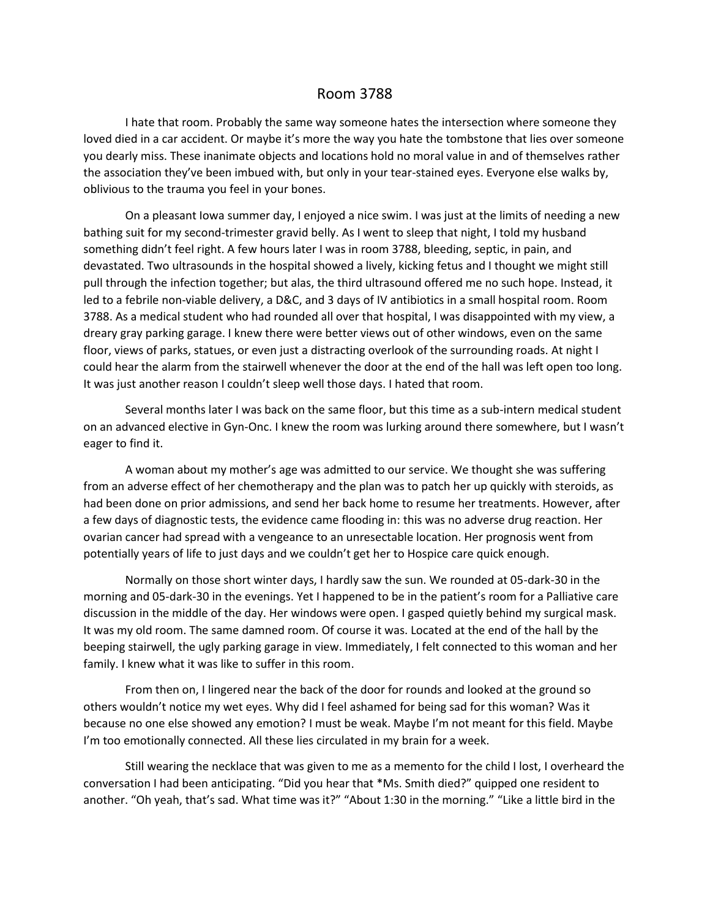# Room 3788

I hate that room. Probably the same way someone hates the intersection where someone they loved died in a car accident. Or maybe it's more the way you hate the tombstone that lies over someone you dearly miss. These inanimate objects and locations hold no moral value in and of themselves rather the association they've been imbued with, but only in your tear-stained eyes. Everyone else walks by, oblivious to the trauma you feel in your bones.

On a pleasant Iowa summer day, I enjoyed a nice swim. I was just at the limits of needing a new bathing suit for my second-trimester gravid belly. As I went to sleep that night, I told my husband something didn't feel right. A few hours later I was in room 3788, bleeding, septic, in pain, and devastated. Two ultrasounds in the hospital showed a lively, kicking fetus and I thought we might still pull through the infection together; but alas, the third ultrasound offered me no such hope. Instead, it led to a febrile non-viable delivery, a D&C, and 3 days of IV antibiotics in a small hospital room. Room 3788. As a medical student who had rounded all over that hospital, I was disappointed with my view, a dreary gray parking garage. I knew there were better views out of other windows, even on the same floor, views of parks, statues, or even just a distracting overlook of the surrounding roads. At night I could hear the alarm from the stairwell whenever the door at the end of the hall was left open too long. It was just another reason I couldn't sleep well those days. I hated that room.

Several months later I was back on the same floor, but this time as a sub-intern medical student on an advanced elective in Gyn-Onc. I knew the room was lurking around there somewhere, but I wasn't eager to find it.

A woman about my mother's age was admitted to our service. We thought she was suffering from an adverse effect of her chemotherapy and the plan was to patch her up quickly with steroids, as had been done on prior admissions, and send her back home to resume her treatments. However, after a few days of diagnostic tests, the evidence came flooding in: this was no adverse drug reaction. Her ovarian cancer had spread with a vengeance to an unresectable location. Her prognosis went from potentially years of life to just days and we couldn't get her to Hospice care quick enough.

Normally on those short winter days, I hardly saw the sun. We rounded at 05-dark-30 in the morning and 05-dark-30 in the evenings. Yet I happened to be in the patient's room for a Palliative care discussion in the middle of the day. Her windows were open. I gasped quietly behind my surgical mask. It was my old room. The same damned room. Of course it was. Located at the end of the hall by the beeping stairwell, the ugly parking garage in view. Immediately, I felt connected to this woman and her family. I knew what it was like to suffer in this room.

From then on, I lingered near the back of the door for rounds and looked at the ground so others wouldn't notice my wet eyes. Why did I feel ashamed for being sad for this woman? Was it because no one else showed any emotion? I must be weak. Maybe I'm not meant for this field. Maybe I'm too emotionally connected. All these lies circulated in my brain for a week.

Still wearing the necklace that was given to me as a memento for the child I lost, I overheard the conversation I had been anticipating. "Did you hear that *Ms. Smith died?" quipped one resident to another. "Oh yeah, that's sad. What time was it?" "About 1:30 in the morning." "Like a little bird in the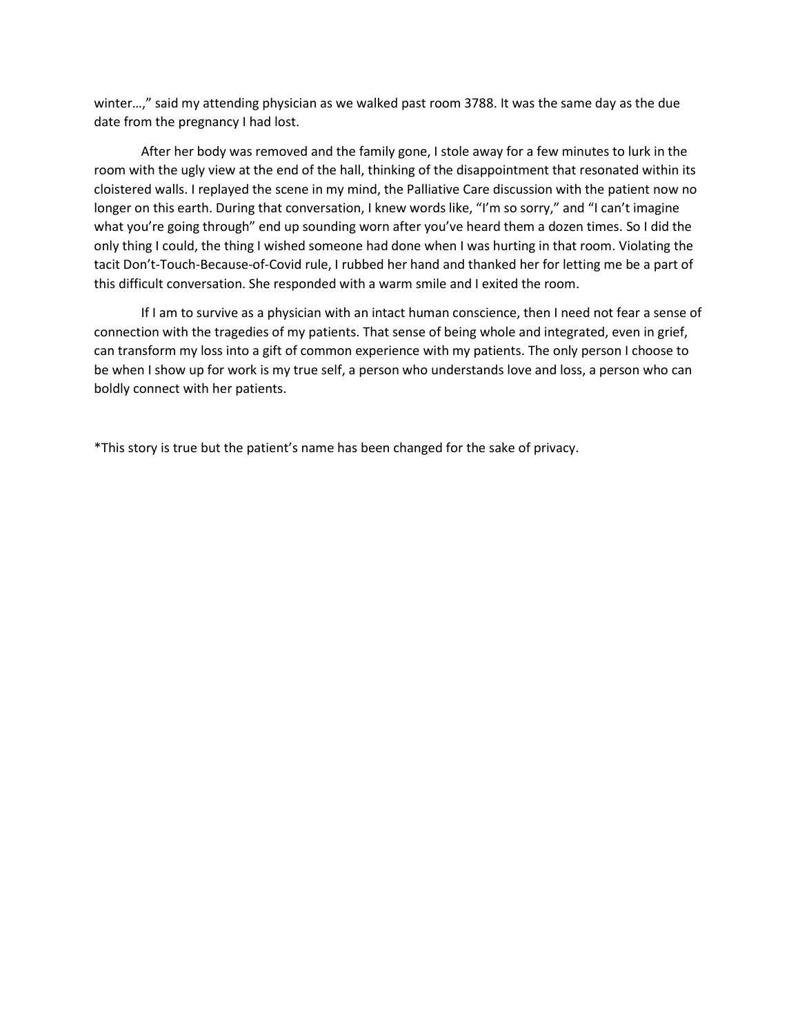winter…," said my attending physician as we walked past room 3788. It was the same day as the due date from the pregnancy I had lost.

After her body was removed and the family gone, I stole away for a few minutes to lurk in the room with the ugly view at the end of the hall, thinking of the disappointment that resonated within its cloistered walls. I replayed the scene in my mind, the Palliative Care discussion with the patient now no longer on this earth. During that conversation, I knew words like, "I'm so sorry," and "I can't imagine what you're going through" end up sounding worn after you've heard them a dozen times. So I did the only thing I could, the thing I wished someone had done when I was hurting in that room. Violating the tacit Don't-Touch-Because-of-Covid rule, I rubbed her hand and thanked her for letting me be a part of this difficult conversation. She responded with a warm smile and I exited the room.

If I am to survive as a physician with an intact human conscience, then I need not fear a sense of connection with the tragedies of my patients. That sense of being whole and integrated, even in grief, can transform my loss into a gift of common experience with my patients. The only person I choose to be when I show up for work is my true self, a person who understands love and loss, a person who can boldly connect with her patients.

*This story is true but the patient's name has been changed for the sake of privacy.